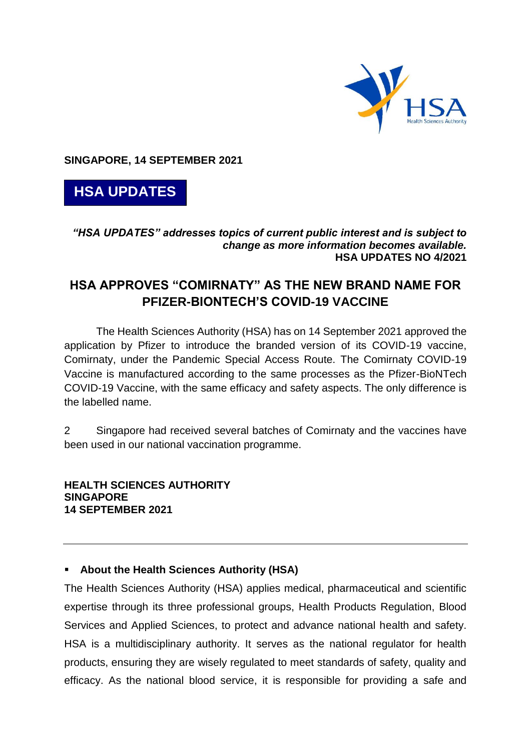**SINGAPORE, 14 SEPTEMBER 2021**

# HSA UPDATES

***"HSA UPDATES" addresses topics of current public interest and is subject to change as more information becomes available.***
**HSA UPDATES NO 4/2021**

## HSA APPROVES "COMIRNATY" AS THE NEW BRAND NAME FOR PFIZER-BIONTECH'S COVID-19 VACCINE

The Health Sciences Authority (HSA) has on 14 September 2021 approved the application by Pfizer to introduce the branded version of its COVID-19 vaccine, Comirnaty, under the Pandemic Special Access Route. The Comirnaty COVID-19 Vaccine is manufactured according to the same processes as the Pfizer-BioNTech COVID-19 Vaccine, with the same efficacy and safety aspects. The only difference is the labelled name.

2 Singapore had received several batches of Comirnaty and the vaccines have been used in our national vaccination programme.

**HEALTH SCIENCES AUTHORITY**
**SINGAPORE**
**14 SEPTEMBER 2021**

---

- **About the Health Sciences Authority (HSA)**

The Health Sciences Authority (HSA) applies medical, pharmaceutical and scientific expertise through its three professional groups, Health Products Regulation, Blood Services and Applied Sciences, to protect and advance national health and safety. HSA is a multidisciplinary authority. It serves as the national regulator for health products, ensuring they are wisely regulated to meet standards of safety, quality and efficacy. As the national blood service, it is responsible for providing a safe and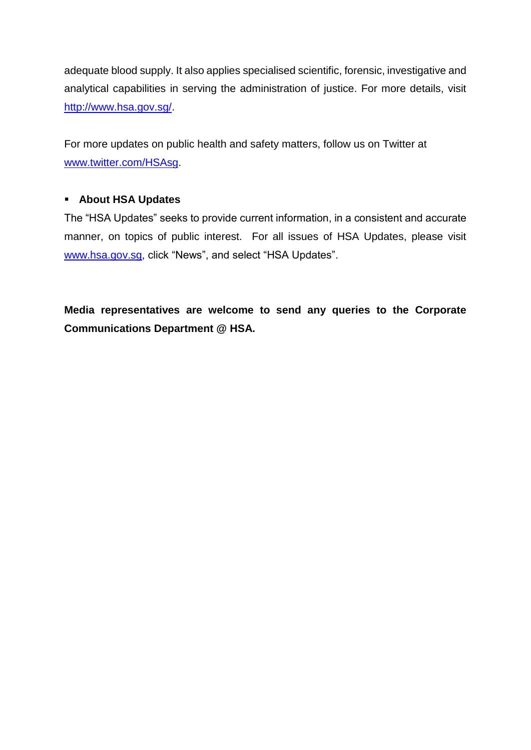adequate blood supply. It also applies specialised scientific, forensic, investigative and analytical capabilities in serving the administration of justice. For more details, visit http://www.hsa.gov.sg/.

For more updates on public health and safety matters, follow us on Twitter at www.twitter.com/HSAsg.

- **About HSA Updates**

The "HSA Updates" seeks to provide current information, in a consistent and accurate manner, on topics of public interest. For all issues of HSA Updates, please visit www.hsa.gov.sg, click "News", and select "HSA Updates".

**Media representatives are welcome to send any queries to the Corporate Communications Department @ HSA.**